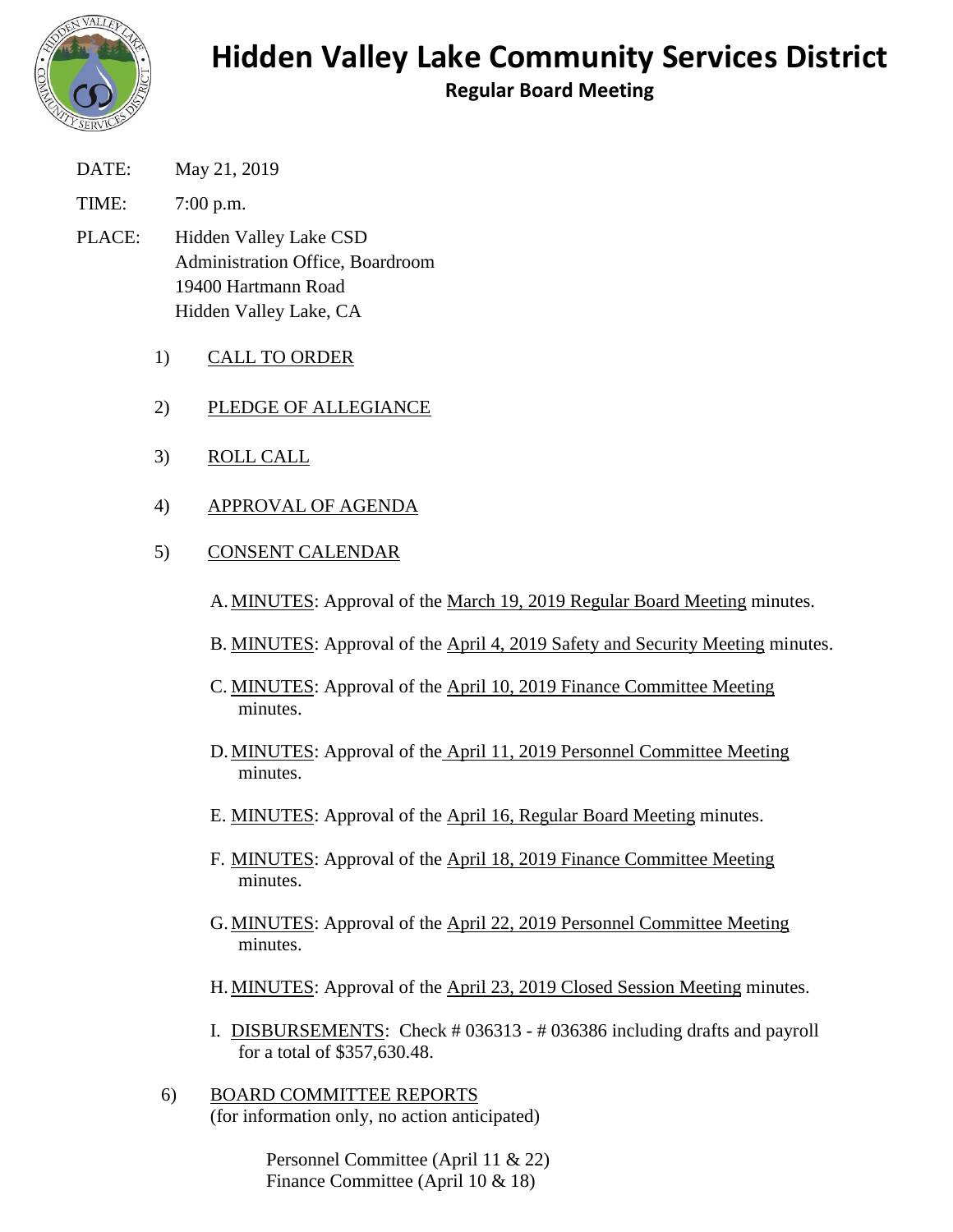# Hidden Valley Lake Community Services District

## Regular Board Meeting

DATE: May 21, 2019

TIME: 7:00 p.m.

PLACE: Hidden Valley Lake CSD
Administration Office, Boardroom
19400 Hartmann Road
Hidden Valley Lake, CA

1) CALL TO ORDER

2) PLEDGE OF ALLEGIANCE

3) ROLL CALL

4) APPROVAL OF AGENDA

5) CONSENT CALENDAR

A. MINUTES: Approval of the March 19, 2019 Regular Board Meeting minutes.

B. MINUTES: Approval of the April 4, 2019 Safety and Security Meeting minutes.

C. MINUTES: Approval of the April 10, 2019 Finance Committee Meeting minutes.

D. MINUTES: Approval of the April 11, 2019 Personnel Committee Meeting minutes.

E. MINUTES: Approval of the April 16, Regular Board Meeting minutes.

F. MINUTES: Approval of the April 18, 2019 Finance Committee Meeting minutes.

G. MINUTES: Approval of the April 22, 2019 Personnel Committee Meeting minutes.

H. MINUTES: Approval of the April 23, 2019 Closed Session Meeting minutes.

I. DISBURSEMENTS: Check # 036313 - # 036386 including drafts and payroll for a total of $357,630.48.

6) BOARD COMMITTEE REPORTS
(for information only, no action anticipated)

Personnel Committee (April 11 & 22)
Finance Committee (April 10 & 18)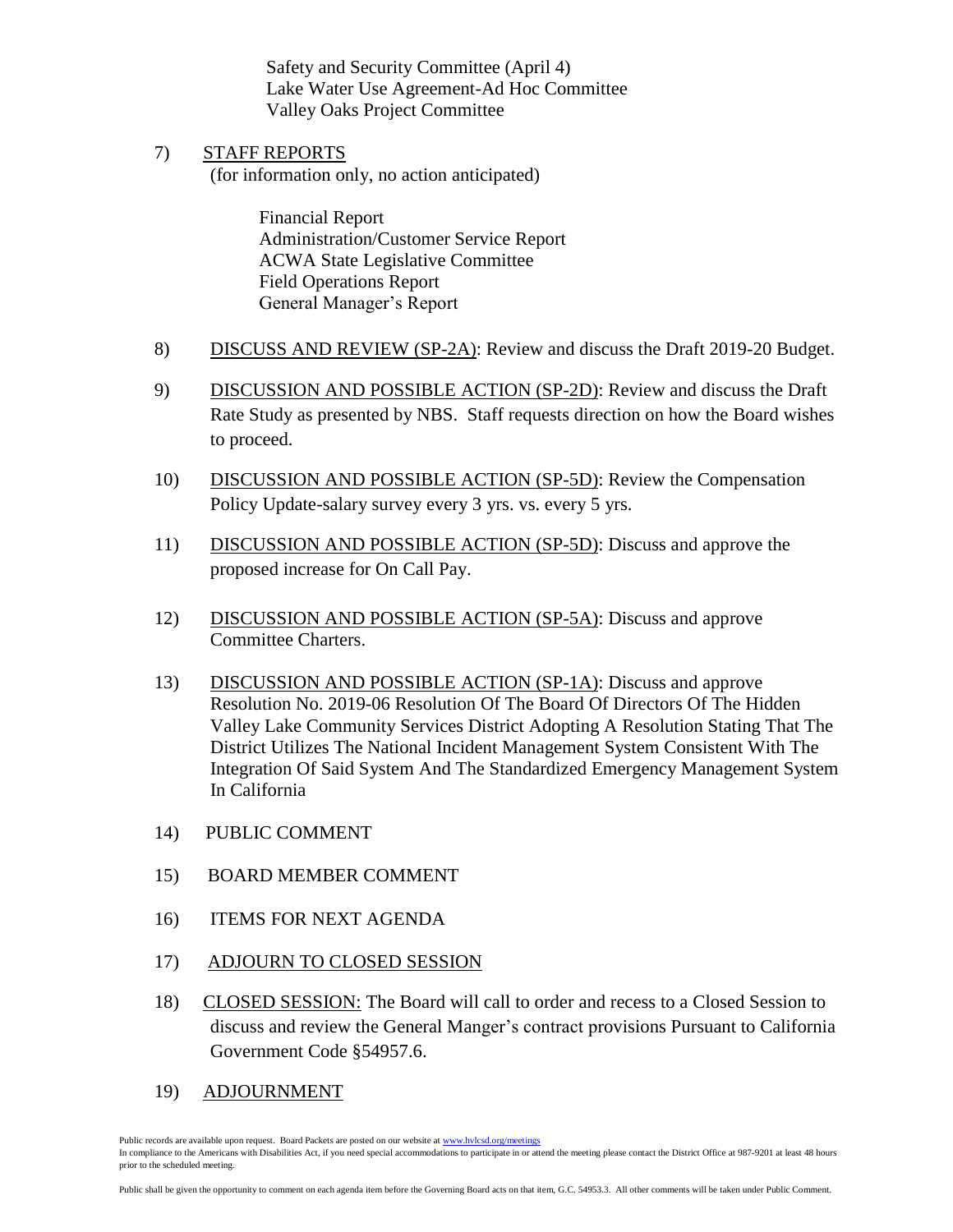Safety and Security Committee (April 4)
Lake Water Use Agreement-Ad Hoc Committee
Valley Oaks Project Committee

7) STAFF REPORTS
(for information only, no action anticipated)

Financial Report
Administration/Customer Service Report
ACWA State Legislative Committee
Field Operations Report
General Manager's Report

8) DISCUSS AND REVIEW (SP-2A): Review and discuss the Draft 2019-20 Budget.

9) DISCUSSION AND POSSIBLE ACTION (SP-2D): Review and discuss the Draft Rate Study as presented by NBS. Staff requests direction on how the Board wishes to proceed.

10) DISCUSSION AND POSSIBLE ACTION (SP-5D): Review the Compensation Policy Update-salary survey every 3 yrs. vs. every 5 yrs.

11) DISCUSSION AND POSSIBLE ACTION (SP-5D): Discuss and approve the proposed increase for On Call Pay.

12) DISCUSSION AND POSSIBLE ACTION (SP-5A): Discuss and approve Committee Charters.

13) DISCUSSION AND POSSIBLE ACTION (SP-1A): Discuss and approve Resolution No. 2019-06 Resolution Of The Board Of Directors Of The Hidden Valley Lake Community Services District Adopting A Resolution Stating That The District Utilizes The National Incident Management System Consistent With The Integration Of Said System And The Standardized Emergency Management System In California

14) PUBLIC COMMENT

15) BOARD MEMBER COMMENT

16) ITEMS FOR NEXT AGENDA

17) ADJOURN TO CLOSED SESSION

18) CLOSED SESSION: The Board will call to order and recess to a Closed Session to discuss and review the General Manger's contract provisions Pursuant to California Government Code §54957.6.

19) ADJOURNMENT

Public records are available upon request. Board Packets are posted on our website at www.hvlcsd.org/meetings
In compliance to the Americans with Disabilities Act, if you need special accommodations to participate in or attend the meeting please contact the District Office at 987-9201 at least 48 hours prior to the scheduled meeting.

Public shall be given the opportunity to comment on each agenda item before the Governing Board acts on that item, G.C. 54953.3. All other comments will be taken under Public Comment.